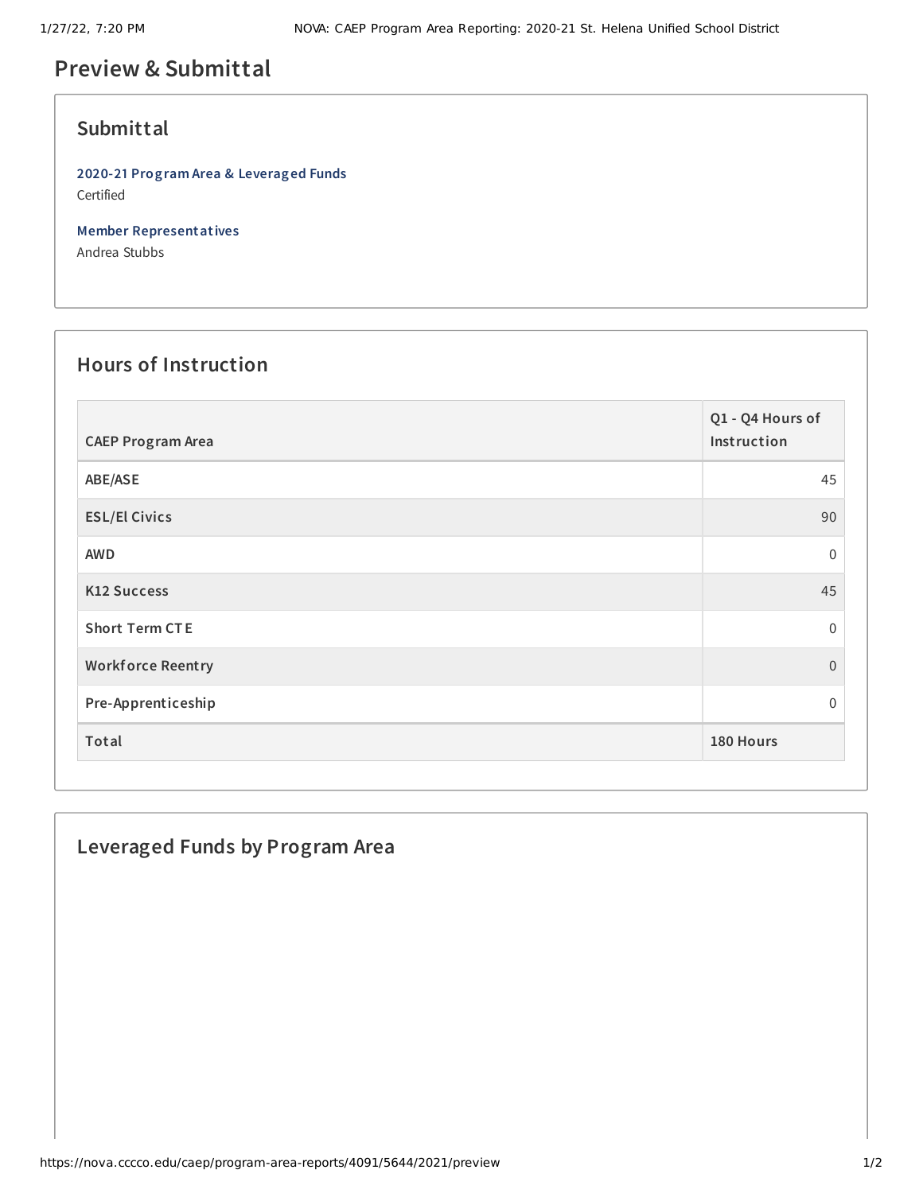# Preview & Submittal

## Submittal

**2020-21 Program Area & Leveraged Funds**
Certified

**Member Representatives**
Andrea Stubbs

## Hours of Instruction

| CAEP Program Area | Q1 - Q4 Hours of Instruction |
|---|---|
| ABE/ASE | 45 |
| ESL/El Civics | 90 |
| AWD | 0 |
| K12 Success | 45 |
| Short Term CTE | 0 |
| Workforce Reentry | 0 |
| Pre-Apprenticeship | 0 |
| **Total** | **180 Hours** |

## Leveraged Funds by Program Area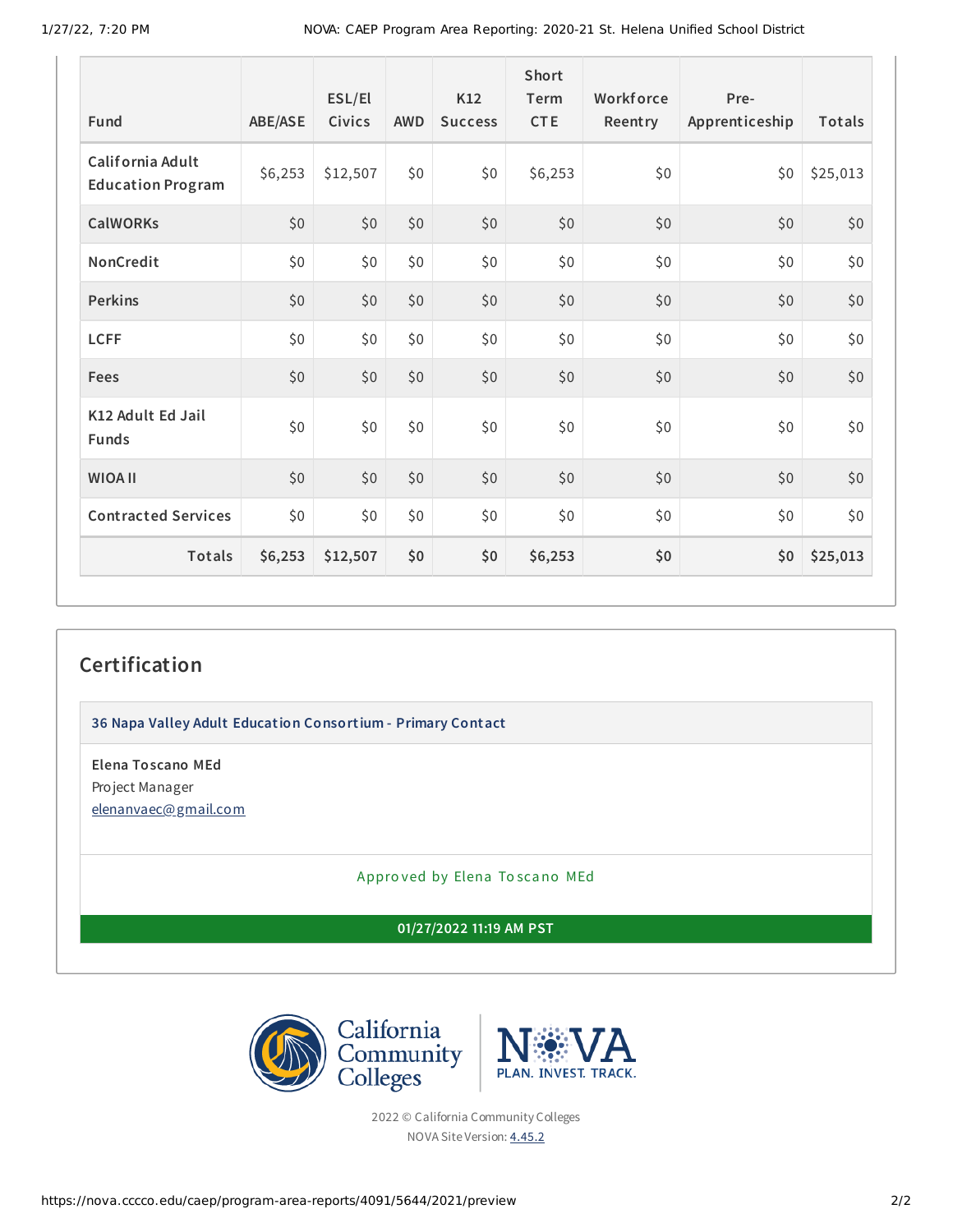| Fund | ABE/ASE | ESL/El Civics | AWD | K12 Success | Short Term CTE | Workforce Reentry | Pre-Apprenticeship | Totals |
|---|---|---|---|---|---|---|---|---|
| California Adult Education Program | $6,253 | $12,507 | $0 | $0 | $6,253 | $0 | $0 | $25,013 |
| CalWORKs | $0 | $0 | $0 | $0 | $0 | $0 | $0 | $0 |
| NonCredit | $0 | $0 | $0 | $0 | $0 | $0 | $0 | $0 |
| Perkins | $0 | $0 | $0 | $0 | $0 | $0 | $0 | $0 |
| LCFF | $0 | $0 | $0 | $0 | $0 | $0 | $0 | $0 |
| Fees | $0 | $0 | $0 | $0 | $0 | $0 | $0 | $0 |
| K12 Adult Ed Jail Funds | $0 | $0 | $0 | $0 | $0 | $0 | $0 | $0 |
| WIOA II | $0 | $0 | $0 | $0 | $0 | $0 | $0 | $0 |
| Contracted Services | $0 | $0 | $0 | $0 | $0 | $0 | $0 | $0 |
| **Totals** | **$6,253** | **$12,507** | **$0** | **$0** | **$6,253** | **$0** | **$0** | **$25,013** |

## Certification

**36 Napa Valley Adult Education Consortium - Primary Contact**

**Elena Toscano MEd**
Project Manager
elenanvaec@gmail.com

Approved by Elena Toscano MEd

**01/27/2022 11:19 AM PST**

2022 © California Community Colleges
NOVA Site Version: 4.45.2